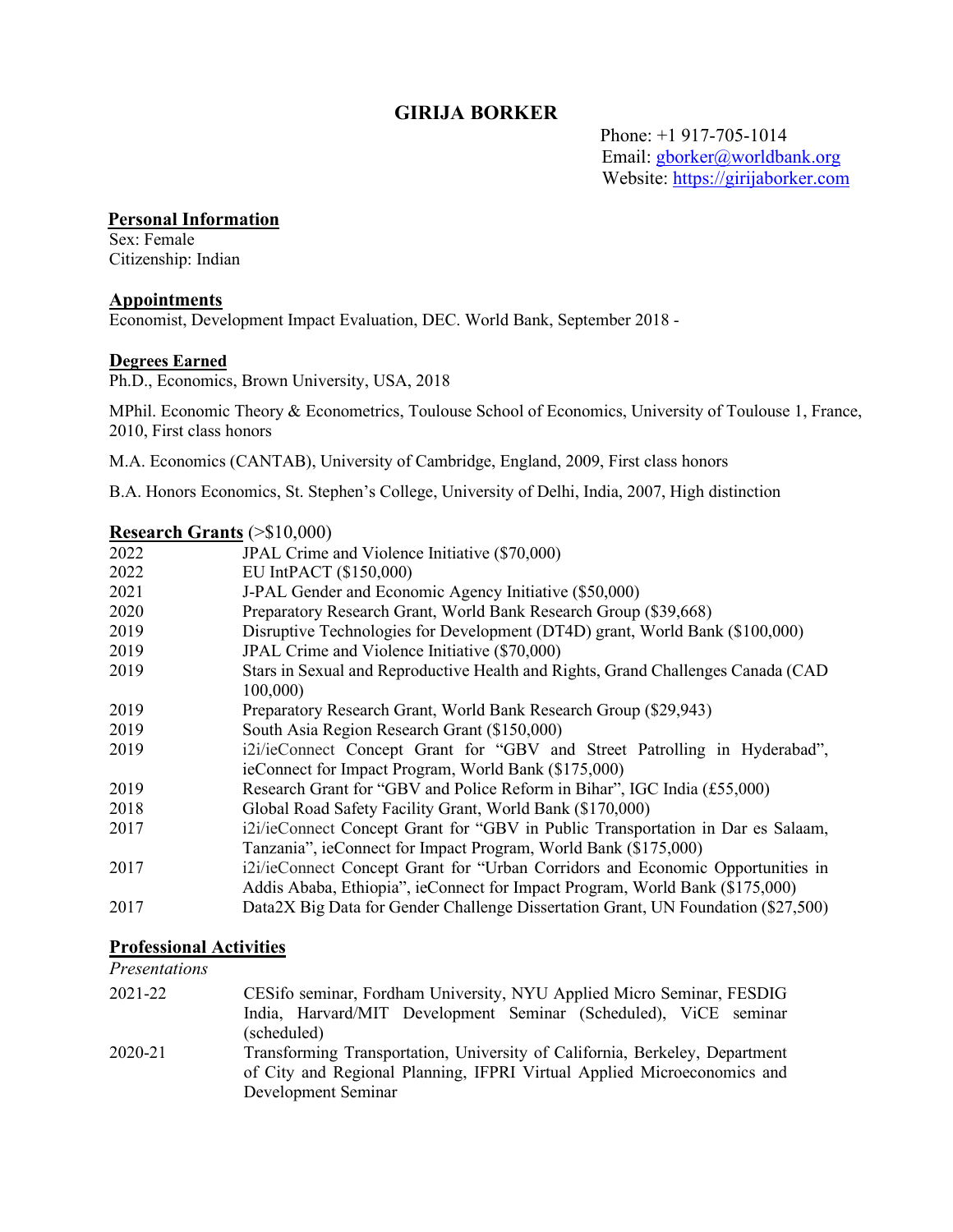# GIRIJA BORKER

Phone: +1 917-705-1014
Email: gborker@worldbank.org
Website: https://girijaborker.com

## Personal Information

Sex: Female
Citizenship: Indian

## Appointments

Economist, Development Impact Evaluation, DEC. World Bank, September 2018 -

## Degrees Earned

Ph.D., Economics, Brown University, USA, 2018

MPhil. Economic Theory & Econometrics, Toulouse School of Economics, University of Toulouse 1, France, 2010, First class honors

M.A. Economics (CANTAB), University of Cambridge, England, 2009, First class honors

B.A. Honors Economics, St. Stephen's College, University of Delhi, India, 2007, High distinction

## Research Grants (>$10,000)

| | |
|---|---|
| 2022 | JPAL Crime and Violence Initiative ($70,000) |
| 2022 | EU IntPACT ($150,000) |
| 2021 | J-PAL Gender and Economic Agency Initiative ($50,000) |
| 2020 | Preparatory Research Grant, World Bank Research Group ($39,668) |
| 2019 | Disruptive Technologies for Development (DT4D) grant, World Bank ($100,000) |
| 2019 | JPAL Crime and Violence Initiative ($70,000) |
| 2019 | Stars in Sexual and Reproductive Health and Rights, Grand Challenges Canada (CAD 100,000) |
| 2019 | Preparatory Research Grant, World Bank Research Group ($29,943) |
| 2019 | South Asia Region Research Grant ($150,000) |
| 2019 | i2i/ieConnect Concept Grant for "GBV and Street Patrolling in Hyderabad", ieConnect for Impact Program, World Bank ($175,000) |
| 2019 | Research Grant for "GBV and Police Reform in Bihar", IGC India (£55,000) |
| 2018 | Global Road Safety Facility Grant, World Bank ($170,000) |
| 2017 | i2i/ieConnect Concept Grant for "GBV in Public Transportation in Dar es Salaam, Tanzania", ieConnect for Impact Program, World Bank ($175,000) |
| 2017 | i2i/ieConnect Concept Grant for "Urban Corridors and Economic Opportunities in Addis Ababa, Ethiopia", ieConnect for Impact Program, World Bank ($175,000) |
| 2017 | Data2X Big Data for Gender Challenge Dissertation Grant, UN Foundation ($27,500) |

## Professional Activities

*Presentations*

| | |
|---|---|
| 2021-22 | CESifo seminar, Fordham University, NYU Applied Micro Seminar, FESDIG India, Harvard/MIT Development Seminar (Scheduled), ViCE seminar (scheduled) |
| 2020-21 | Transforming Transportation, University of California, Berkeley, Department of City and Regional Planning, IFPRI Virtual Applied Microeconomics and Development Seminar |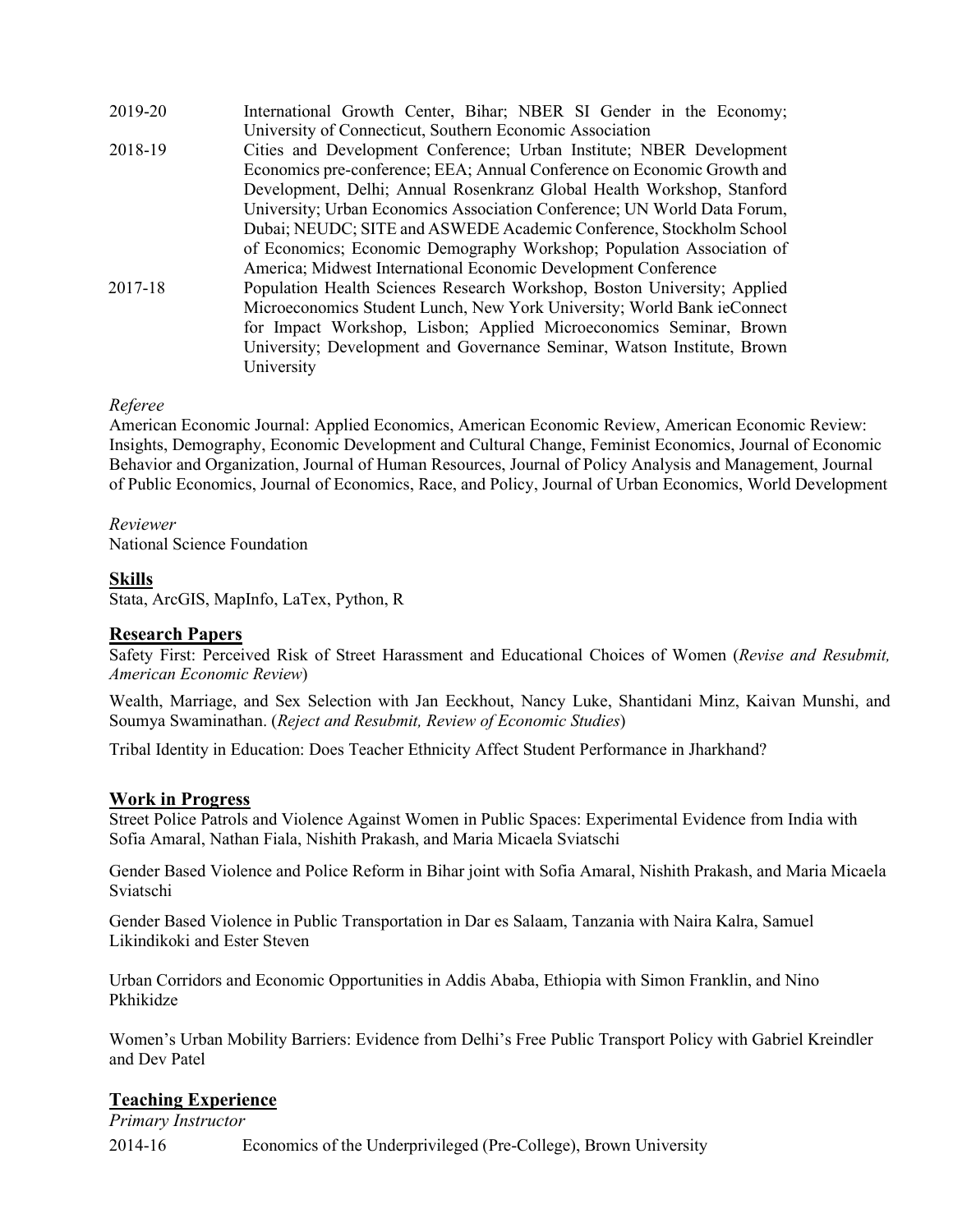| | |
|---|---|
| 2019-20 | International Growth Center, Bihar; NBER SI Gender in the Economy; University of Connecticut, Southern Economic Association |
| 2018-19 | Cities and Development Conference; Urban Institute; NBER Development Economics pre-conference; EEA; Annual Conference on Economic Growth and Development, Delhi; Annual Rosenkranz Global Health Workshop, Stanford University; Urban Economics Association Conference; UN World Data Forum, Dubai; NEUDC; SITE and ASWEDE Academic Conference, Stockholm School of Economics; Economic Demography Workshop; Population Association of America; Midwest International Economic Development Conference |
| 2017-18 | Population Health Sciences Research Workshop, Boston University; Applied Microeconomics Student Lunch, New York University; World Bank ieConnect for Impact Workshop, Lisbon; Applied Microeconomics Seminar, Brown University; Development and Governance Seminar, Watson Institute, Brown University |

*Referee*

American Economic Journal: Applied Economics, American Economic Review, American Economic Review: Insights, Demography, Economic Development and Cultural Change, Feminist Economics, Journal of Economic Behavior and Organization, Journal of Human Resources, Journal of Policy Analysis and Management, Journal of Public Economics, Journal of Economics, Race, and Policy, Journal of Urban Economics, World Development

*Reviewer*

National Science Foundation

## Skills

Stata, ArcGIS, MapInfo, LaTex, Python, R

## Research Papers

Safety First: Perceived Risk of Street Harassment and Educational Choices of Women (*Revise and Resubmit, American Economic Review*)

Wealth, Marriage, and Sex Selection with Jan Eeckhout, Nancy Luke, Shantidani Minz, Kaivan Munshi, and Soumya Swaminathan. (*Reject and Resubmit, Review of Economic Studies*)

Tribal Identity in Education: Does Teacher Ethnicity Affect Student Performance in Jharkhand?

## Work in Progress

Street Police Patrols and Violence Against Women in Public Spaces: Experimental Evidence from India with Sofia Amaral, Nathan Fiala, Nishith Prakash, and Maria Micaela Sviatschi

Gender Based Violence and Police Reform in Bihar joint with Sofia Amaral, Nishith Prakash, and Maria Micaela Sviatschi

Gender Based Violence in Public Transportation in Dar es Salaam, Tanzania with Naira Kalra, Samuel Likindikoki and Ester Steven

Urban Corridors and Economic Opportunities in Addis Ababa, Ethiopia with Simon Franklin, and Nino Pkhikidze

Women's Urban Mobility Barriers: Evidence from Delhi's Free Public Transport Policy with Gabriel Kreindler and Dev Patel

## Teaching Experience

*Primary Instructor*

| | |
|---|---|
| 2014-16 | Economics of the Underprivileged (Pre-College), Brown University |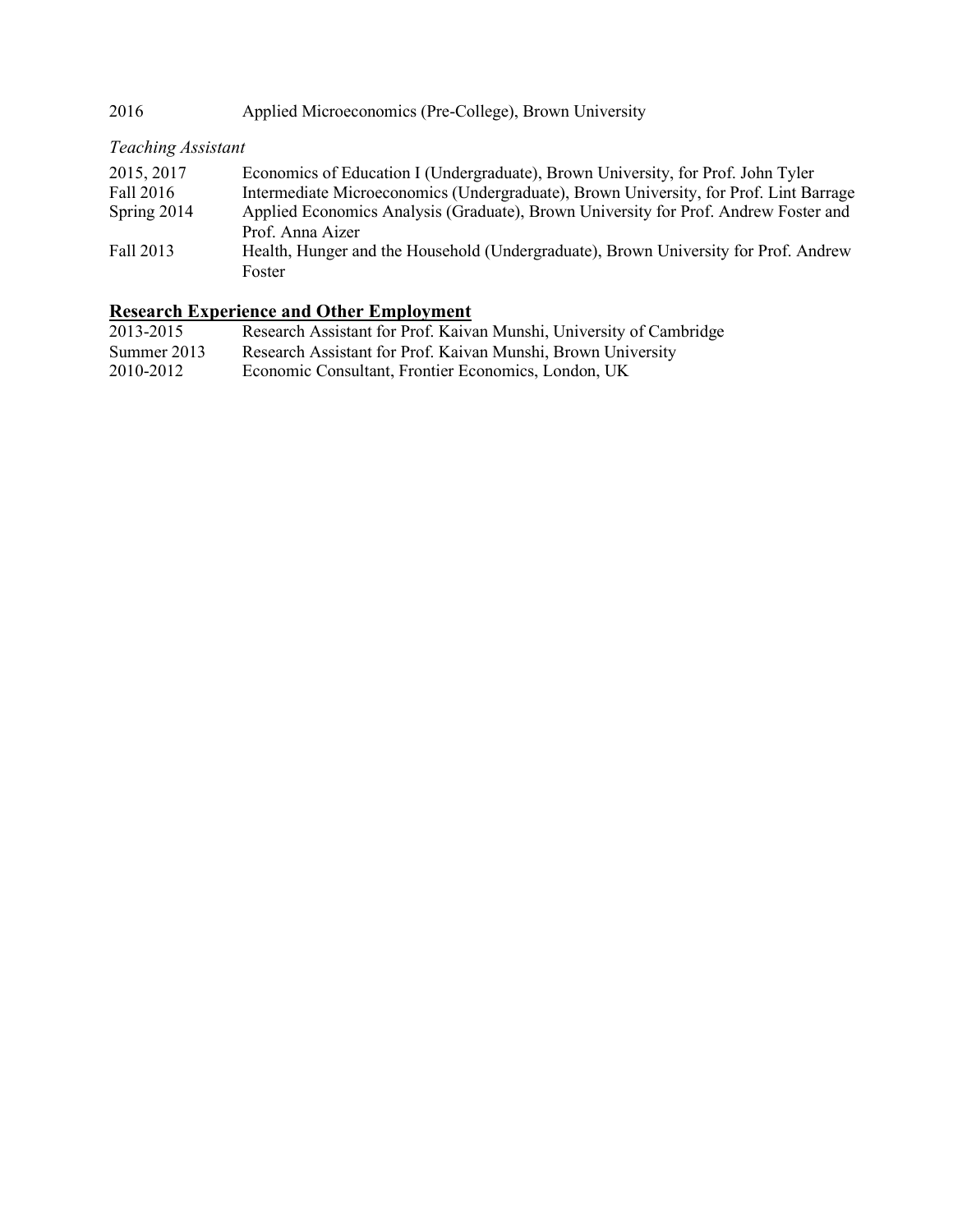| | |
|---|---|
| 2016 | Applied Microeconomics (Pre-College), Brown University |

*Teaching Assistant*

| | |
|---|---|
| 2015, 2017 | Economics of Education I (Undergraduate), Brown University, for Prof. John Tyler |
| Fall 2016 | Intermediate Microeconomics (Undergraduate), Brown University, for Prof. Lint Barrage |
| Spring 2014 | Applied Economics Analysis (Graduate), Brown University for Prof. Andrew Foster and Prof. Anna Aizer |
| Fall 2013 | Health, Hunger and the Household (Undergraduate), Brown University for Prof. Andrew Foster |

## Research Experience and Other Employment

| | |
|---|---|
| 2013-2015 | Research Assistant for Prof. Kaivan Munshi, University of Cambridge |
| Summer 2013 | Research Assistant for Prof. Kaivan Munshi, Brown University |
| 2010-2012 | Economic Consultant, Frontier Economics, London, UK |